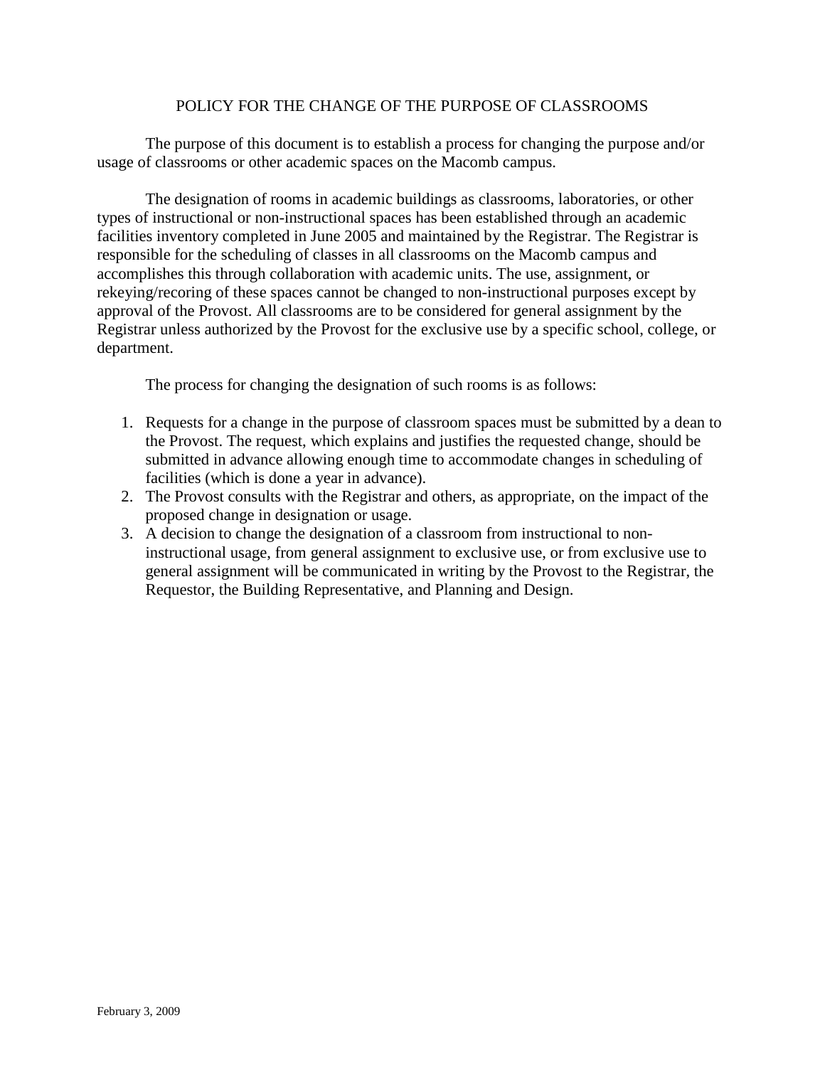# POLICY FOR THE CHANGE OF THE PURPOSE OF CLASSROOMS

The purpose of this document is to establish a process for changing the purpose and/or usage of classrooms or other academic spaces on the Macomb campus.

The designation of rooms in academic buildings as classrooms, laboratories, or other types of instructional or non-instructional spaces has been established through an academic facilities inventory completed in June 2005 and maintained by the Registrar. The Registrar is responsible for the scheduling of classes in all classrooms on the Macomb campus and accomplishes this through collaboration with academic units. The use, assignment, or rekeying/recoring of these spaces cannot be changed to non-instructional purposes except by approval of the Provost. All classrooms are to be considered for general assignment by the Registrar unless authorized by the Provost for the exclusive use by a specific school, college, or department.

The process for changing the designation of such rooms is as follows:

1. Requests for a change in the purpose of classroom spaces must be submitted by a dean to the Provost. The request, which explains and justifies the requested change, should be submitted in advance allowing enough time to accommodate changes in scheduling of facilities (which is done a year in advance).
2. The Provost consults with the Registrar and others, as appropriate, on the impact of the proposed change in designation or usage.
3. A decision to change the designation of a classroom from instructional to non-instructional usage, from general assignment to exclusive use, or from exclusive use to general assignment will be communicated in writing by the Provost to the Registrar, the Requestor, the Building Representative, and Planning and Design.

February 3, 2009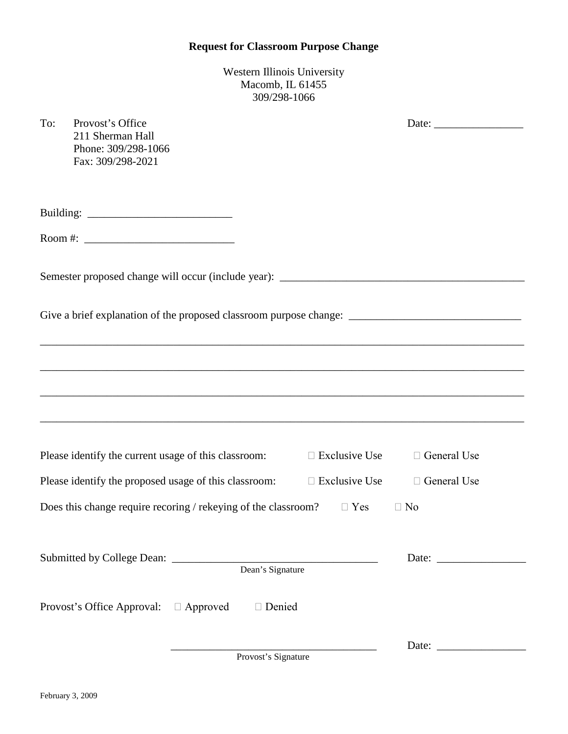**Request for Classroom Purpose Change**

Western Illinois University
Macomb, IL 61455
309/298-1066

To: Provost's Office
211 Sherman Hall
Phone: 309/298-1066
Fax: 309/298-2021

Date: ________________

Building: _________________________

Room #: __________________________

Semester proposed change will occur (include year): ____________________________________________

Give a brief explanation of the proposed classroom purpose change: ______________________________

________________________________________________________________________________

________________________________________________________________________________

________________________________________________________________________________

________________________________________________________________________________

Please identify the current usage of this classroom: ☐ Exclusive Use ☐ General Use

Please identify the proposed usage of this classroom: ☐ Exclusive Use ☐ General Use

Does this change require recoring / rekeying of the classroom? ☐ Yes ☐ No

Submitted by College Dean: ____________________________________ Date: ________________
Dean's Signature

Provost's Office Approval: ☐ Approved ☐ Denied

____________________________________ Date: ________________
Provost's Signature

February 3, 2009